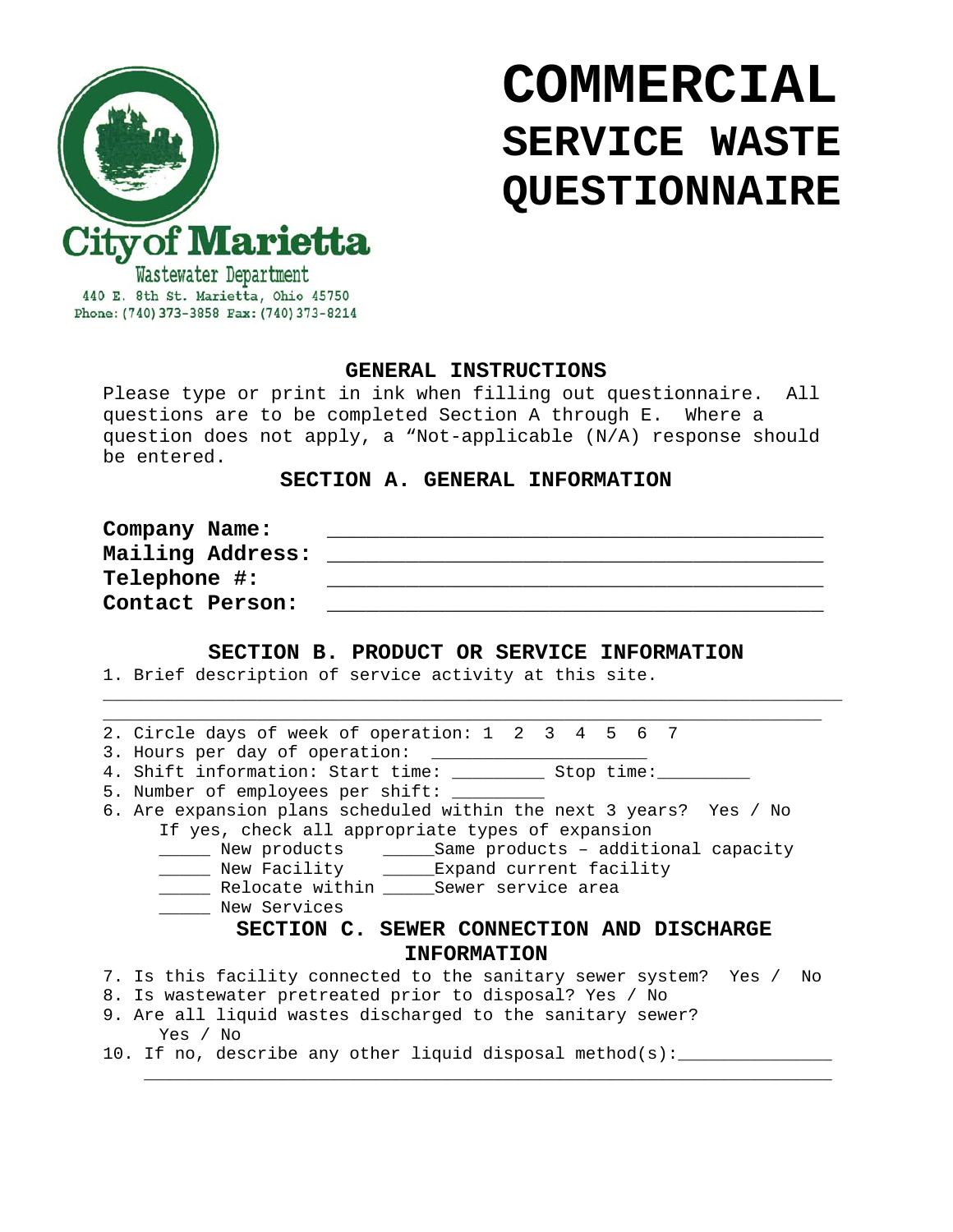City of Marietta
Wastewater Department
440 E. 8th St. Marietta, Ohio 45750
Phone: (740) 373-3858 Fax: (740) 373-8214

# COMMERCIAL SERVICE WASTE QUESTIONNAIRE

## GENERAL INSTRUCTIONS

Please type or print in ink when filling out questionnaire. All questions are to be completed Section A through E. Where a question does not apply, a "Not-applicable (N/A) response should be entered.

## SECTION A. GENERAL INFORMATION

**Company Name:** ________________________________________

**Mailing Address:** ________________________________________

**Telephone #:** ________________________________________

**Contact Person:** ________________________________________

## SECTION B. PRODUCT OR SERVICE INFORMATION

1. Brief description of service activity at this site.

____________________________________________________________

____________________________________________________________

2. Circle days of week of operation: 1 2 3 4 5 6 7
3. Hours per day of operation: ____________________
4. Shift information: Start time: ________ Stop time:________
5. Number of employees per shift: ________
6. Are expansion plans scheduled within the next 3 years? Yes / No

   If yes, check all appropriate types of expansion

   _____ New products _____Same products – additional capacity

   _____ New Facility _____Expand current facility

   _____ Relocate within _____Sewer service area

   _____ New Services

## SECTION C. SEWER CONNECTION AND DISCHARGE INFORMATION

7. Is this facility connected to the sanitary sewer system? Yes / No
8. Is wastewater pretreated prior to disposal? Yes / No
9. Are all liquid wastes discharged to the sanitary sewer? Yes / No
10. If no, describe any other liquid disposal method(s):______________

    ____________________________________________________________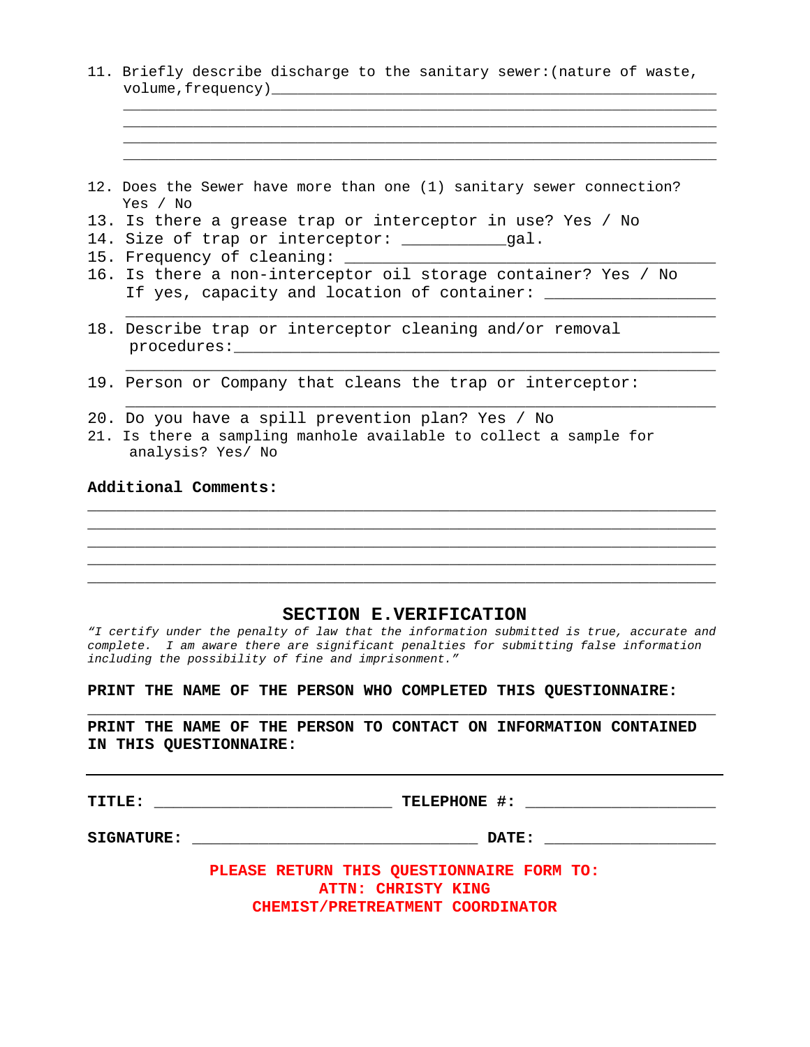11. Briefly describe discharge to the sanitary sewer:(nature of waste, volume,frequency)______________________________________________
_____________________________________________________________
_____________________________________________________________
_____________________________________________________________
_____________________________________________________________

12. Does the Sewer have more than one (1) sanitary sewer connection? Yes / No
13. Is there a grease trap or interceptor in use? Yes / No
14. Size of trap or interceptor: ___________gal.
15. Frequency of cleaning: ______________________________________
16. Is there a non-interceptor oil storage container? Yes / No
    If yes, capacity and location of container: __________________
    _____________________________________________________________
18. Describe trap or interceptor cleaning and/or removal procedures:_______________________________________________________
    _____________________________________________________________
19. Person or Company that cleans the trap or interceptor:
    _____________________________________________________________
20. Do you have a spill prevention plan? Yes / No
21. Is there a sampling manhole available to collect a sample for analysis? Yes/ No

**Additional Comments:**

_____________________________________________________________
_____________________________________________________________
_____________________________________________________________
_____________________________________________________________
_____________________________________________________________

## SECTION E.VERIFICATION

*"I certify under the penalty of law that the information submitted is true, accurate and complete. I am aware there are significant penalties for submitting false information including the possibility of fine and imprisonment."*

**PRINT THE NAME OF THE PERSON WHO COMPLETED THIS QUESTIONNAIRE:**

_____________________________________________________________

**PRINT THE NAME OF THE PERSON TO CONTACT ON INFORMATION CONTAINED IN THIS QUESTIONNAIRE:**

_____________________________________________________________

**TITLE:** _________________________ **TELEPHONE #:** ____________________

**SIGNATURE:** ______________________________ **DATE:** __________________

**PLEASE RETURN THIS QUESTIONNAIRE FORM TO:**
**ATTN: CHRISTY KING**
**CHEMIST/PRETREATMENT COORDINATOR**